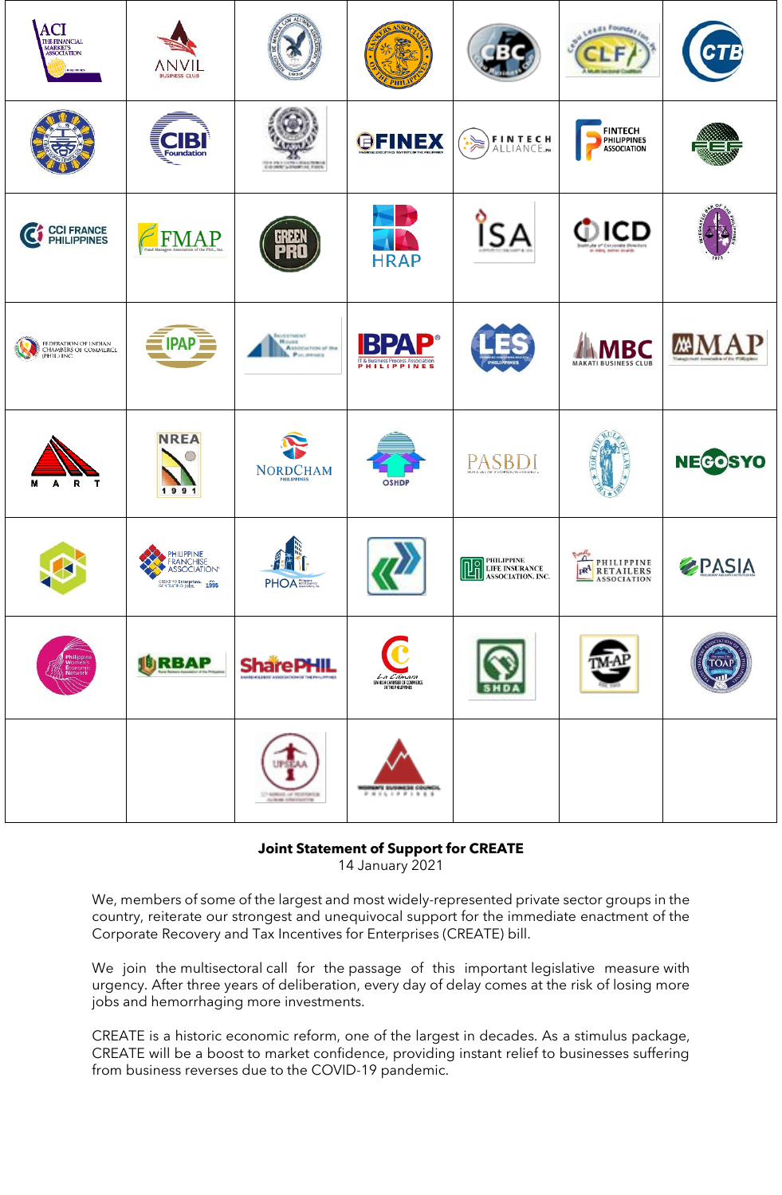**Joint Statement of Support for CREATE**
14 January 2021

We, members of some of the largest and most widely-represented private sector groups in the country, reiterate our strongest and unequivocal support for the immediate enactment of the Corporate Recovery and Tax Incentives for Enterprises (CREATE) bill.

We join the multisectoral call for the passage of this important legislative measure with urgency. After three years of deliberation, every day of delay comes at the risk of losing more jobs and hemorrhaging more investments.

CREATE is a historic economic reform, one of the largest in decades. As a stimulus package, CREATE will be a boost to market confidence, providing instant relief to businesses suffering from business reverses due to the COVID-19 pandemic.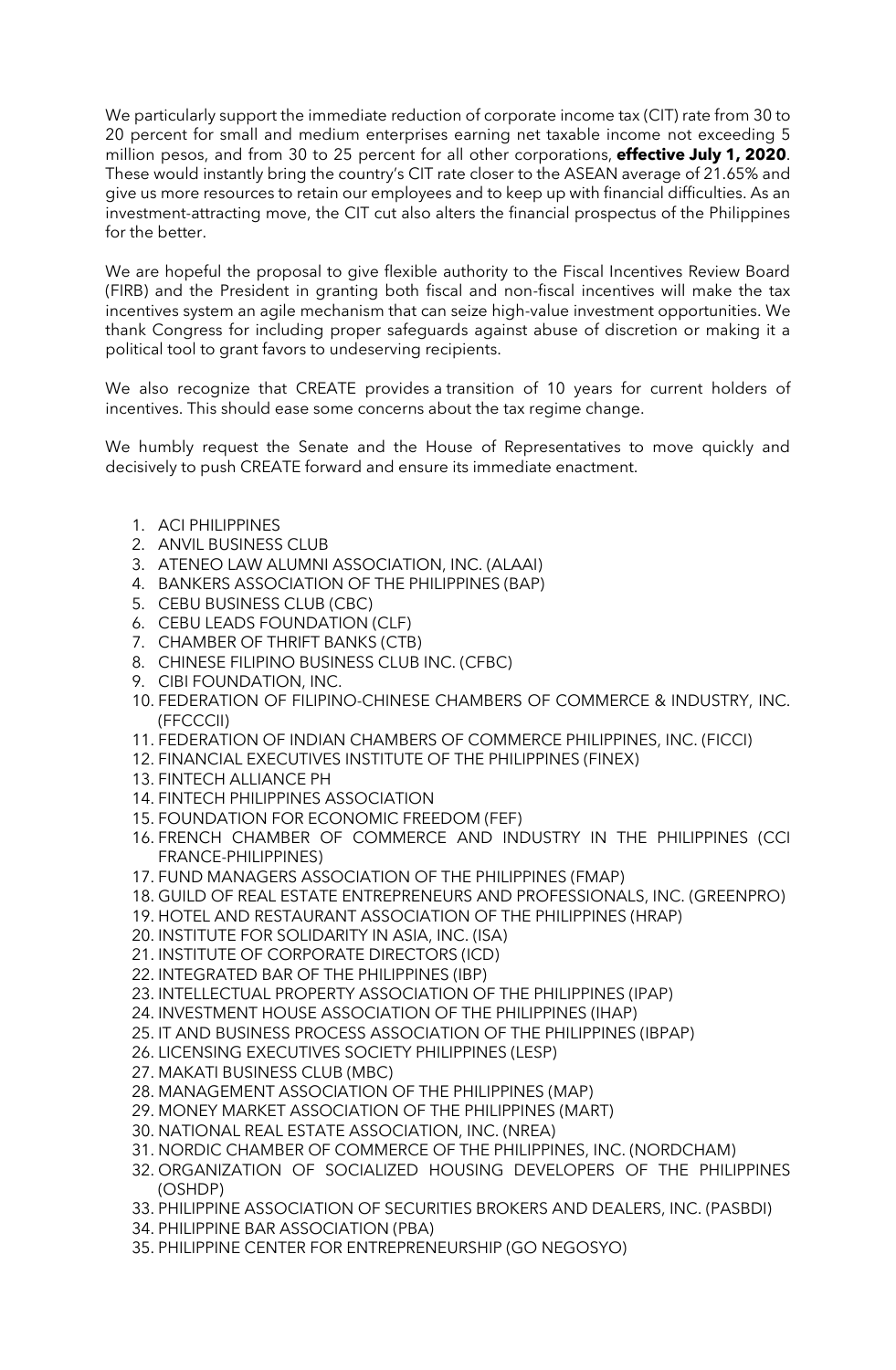We particularly support the immediate reduction of corporate income tax (CIT) rate from 30 to 20 percent for small and medium enterprises earning net taxable income not exceeding 5 million pesos, and from 30 to 25 percent for all other corporations, **effective July 1, 2020**. These would instantly bring the country's CIT rate closer to the ASEAN average of 21.65% and give us more resources to retain our employees and to keep up with financial difficulties. As an investment-attracting move, the CIT cut also alters the financial prospectus of the Philippines for the better.

We are hopeful the proposal to give flexible authority to the Fiscal Incentives Review Board (FIRB) and the President in granting both fiscal and non-fiscal incentives will make the tax incentives system an agile mechanism that can seize high-value investment opportunities. We thank Congress for including proper safeguards against abuse of discretion or making it a political tool to grant favors to undeserving recipients.

We also recognize that CREATE provides a transition of 10 years for current holders of incentives. This should ease some concerns about the tax regime change.

We humbly request the Senate and the House of Representatives to move quickly and decisively to push CREATE forward and ensure its immediate enactment.

1. ACI PHILIPPINES
2. ANVIL BUSINESS CLUB
3. ATENEO LAW ALUMNI ASSOCIATION, INC. (ALAAI)
4. BANKERS ASSOCIATION OF THE PHILIPPINES (BAP)
5. CEBU BUSINESS CLUB (CBC)
6. CEBU LEADS FOUNDATION (CLF)
7. CHAMBER OF THRIFT BANKS (CTB)
8. CHINESE FILIPINO BUSINESS CLUB INC. (CFBC)
9. CIBI FOUNDATION, INC.
10. FEDERATION OF FILIPINO-CHINESE CHAMBERS OF COMMERCE & INDUSTRY, INC. (FFCCCII)
11. FEDERATION OF INDIAN CHAMBERS OF COMMERCE PHILIPPINES, INC. (FICCI)
12. FINANCIAL EXECUTIVES INSTITUTE OF THE PHILIPPINES (FINEX)
13. FINTECH ALLIANCE PH
14. FINTECH PHILIPPINES ASSOCIATION
15. FOUNDATION FOR ECONOMIC FREEDOM (FEF)
16. FRENCH CHAMBER OF COMMERCE AND INDUSTRY IN THE PHILIPPINES (CCI FRANCE-PHILIPPINES)
17. FUND MANAGERS ASSOCIATION OF THE PHILIPPINES (FMAP)
18. GUILD OF REAL ESTATE ENTREPRENEURS AND PROFESSIONALS, INC. (GREENPRO)
19. HOTEL AND RESTAURANT ASSOCIATION OF THE PHILIPPINES (HRAP)
20. INSTITUTE FOR SOLIDARITY IN ASIA, INC. (ISA)
21. INSTITUTE OF CORPORATE DIRECTORS (ICD)
22. INTEGRATED BAR OF THE PHILIPPINES (IBP)
23. INTELLECTUAL PROPERTY ASSOCIATION OF THE PHILIPPINES (IPAP)
24. INVESTMENT HOUSE ASSOCIATION OF THE PHILIPPINES (IHAP)
25. IT AND BUSINESS PROCESS ASSOCIATION OF THE PHILIPPINES (IBPAP)
26. LICENSING EXECUTIVES SOCIETY PHILIPPINES (LESP)
27. MAKATI BUSINESS CLUB (MBC)
28. MANAGEMENT ASSOCIATION OF THE PHILIPPINES (MAP)
29. MONEY MARKET ASSOCIATION OF THE PHILIPPINES (MART)
30. NATIONAL REAL ESTATE ASSOCIATION, INC. (NREA)
31. NORDIC CHAMBER OF COMMERCE OF THE PHILIPPINES, INC. (NORDCHAM)
32. ORGANIZATION OF SOCIALIZED HOUSING DEVELOPERS OF THE PHILIPPINES (OSHDP)
33. PHILIPPINE ASSOCIATION OF SECURITIES BROKERS AND DEALERS, INC. (PASBDI)
34. PHILIPPINE BAR ASSOCIATION (PBA)
35. PHILIPPINE CENTER FOR ENTREPRENEURSHIP (GO NEGOSYO)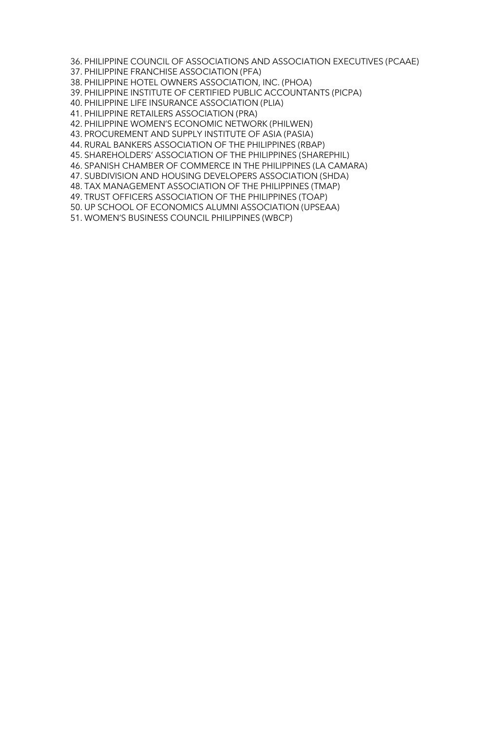36. PHILIPPINE COUNCIL OF ASSOCIATIONS AND ASSOCIATION EXECUTIVES (PCAAE)
37. PHILIPPINE FRANCHISE ASSOCIATION (PFA)
38. PHILIPPINE HOTEL OWNERS ASSOCIATION, INC. (PHOA)
39. PHILIPPINE INSTITUTE OF CERTIFIED PUBLIC ACCOUNTANTS (PICPA)
40. PHILIPPINE LIFE INSURANCE ASSOCIATION (PLIA)
41. PHILIPPINE RETAILERS ASSOCIATION (PRA)
42. PHILIPPINE WOMEN'S ECONOMIC NETWORK (PHILWEN)
43. PROCUREMENT AND SUPPLY INSTITUTE OF ASIA (PASIA)
44. RURAL BANKERS ASSOCIATION OF THE PHILIPPINES (RBAP)
45. SHAREHOLDERS' ASSOCIATION OF THE PHILIPPINES (SHAREPHIL)
46. SPANISH CHAMBER OF COMMERCE IN THE PHILIPPINES (LA CAMARA)
47. SUBDIVISION AND HOUSING DEVELOPERS ASSOCIATION (SHDA)
48. TAX MANAGEMENT ASSOCIATION OF THE PHILIPPINES (TMAP)
49. TRUST OFFICERS ASSOCIATION OF THE PHILIPPINES (TOAP)
50. UP SCHOOL OF ECONOMICS ALUMNI ASSOCIATION (UPSEAA)
51. WOMEN'S BUSINESS COUNCIL PHILIPPINES (WBCP)